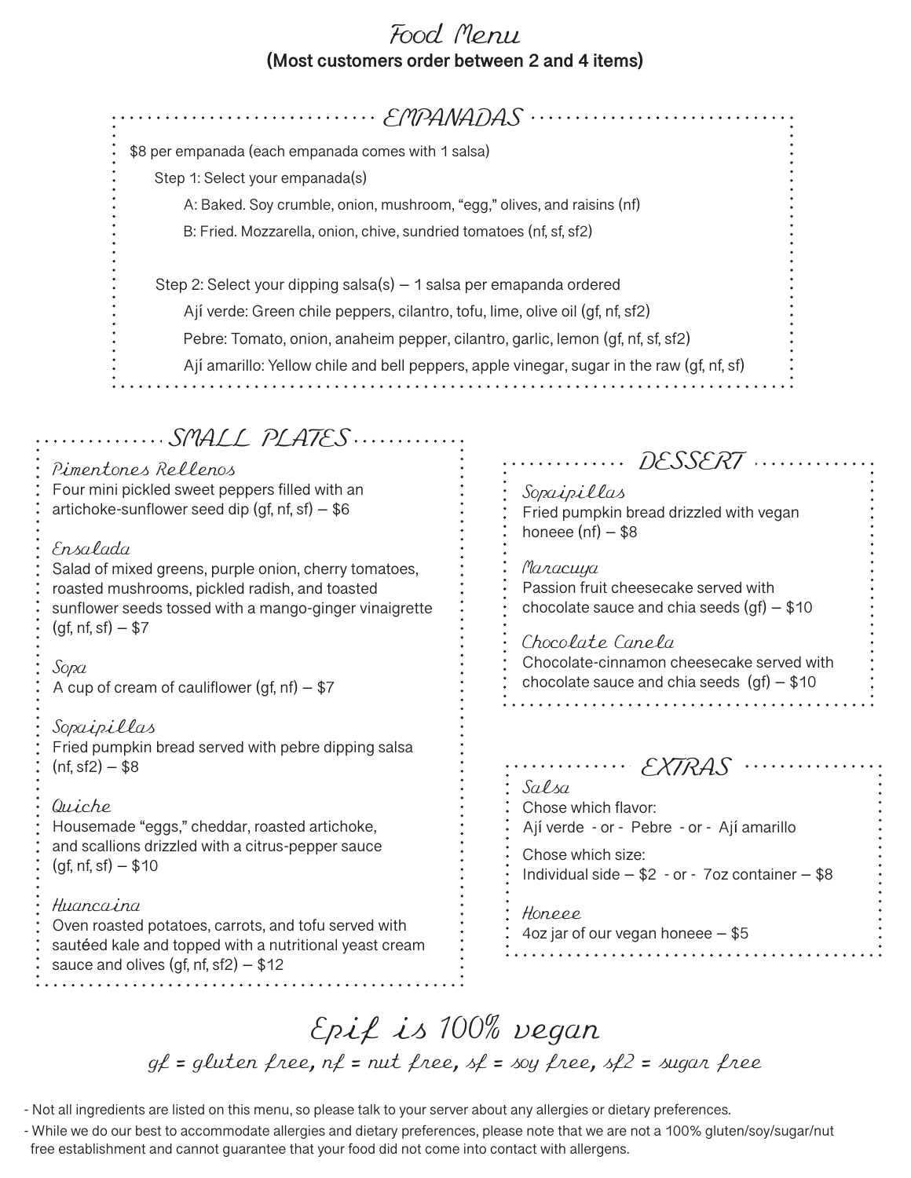# Food Menu

**(Most customers order between 2 and 4 items)**

## EMPANADAS

$8 per empanada (each empanada comes with 1 salsa)

Step 1: Select your empanada(s)

- A: Baked. Soy crumble, onion, mushroom, "egg," olives, and raisins (nf)
- B: Fried. Mozzarella, onion, chive, sundried tomatoes (nf, sf, sf2)

Step 2: Select your dipping salsa(s) — 1 salsa per emapanda ordered

- Ají verde: Green chile peppers, cilantro, tofu, lime, olive oil (gf, nf, sf2)
- Pebre: Tomato, onion, anaheim pepper, cilantro, garlic, lemon (gf, nf, sf, sf2)
- Ají amarillo: Yellow chile and bell peppers, apple vinegar, sugar in the raw (gf, nf, sf)

## SMALL PLATES

### Pimentones Rellenos
Four mini pickled sweet peppers filled with an artichoke-sunflower seed dip (gf, nf, sf) — $6

### Ensalada
Salad of mixed greens, purple onion, cherry tomatoes, roasted mushrooms, pickled radish, and toasted sunflower seeds tossed with a mango-ginger vinaigrette (gf, nf, sf) — $7

### Sopa
A cup of cream of cauliflower (gf, nf) — $7

### Sopaipillas
Fried pumpkin bread served with pebre dipping salsa (nf, sf2) — $8

### Quiche
Housemade "eggs," cheddar, roasted artichoke, and scallions drizzled with a citrus-pepper sauce (gf, nf, sf) — $10

### Huancaina
Oven roasted potatoes, carrots, and tofu served with sautéed kale and topped with a nutritional yeast cream sauce and olives (gf, nf, sf2) — $12

## DESSERT

### Sopaipillas
Fried pumpkin bread drizzled with vegan honeee (nf) — $8

### Maracuya
Passion fruit cheesecake served with chocolate sauce and chia seeds (gf) — $10

### Chocolate Canela
Chocolate-cinnamon cheesecake served with chocolate sauce and chia seeds (gf) — $10

## EXTRAS

### Salsa
Chose which flavor:
Ají verde - or - Pebre - or - Ají amarillo

Chose which size:
Individual side — $2 - or - 7oz container — $8

### Honeee
4oz jar of our vegan honeee — $5

## Epif is 100% vegan

*gf = gluten free, nf = nut free, sf = soy free, sf2 = sugar free*

- Not all ingredients are listed on this menu, so please talk to your server about any allergies or dietary preferences.
- While we do our best to accommodate allergies and dietary preferences, please note that we are not a 100% gluten/soy/sugar/nut free establishment and cannot guarantee that your food did not come into contact with allergens.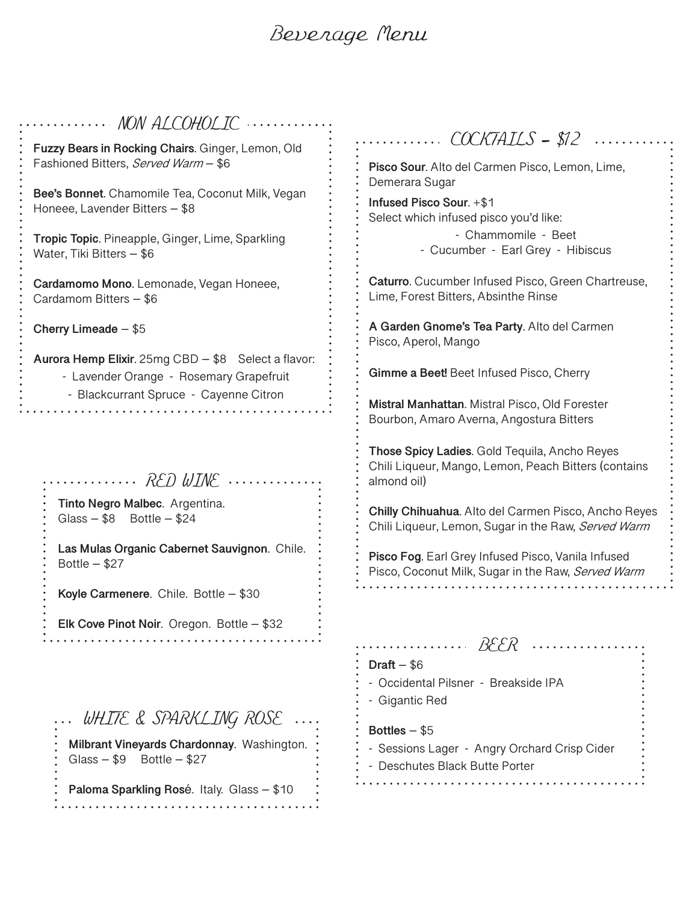# Beverage Menu

## NON ALCOHOLIC

**Fuzzy Bears in Rocking Chairs**. Ginger, Lemon, Old Fashioned Bitters, *Served Warm* – $6

**Bee's Bonnet**. Chamomile Tea, Coconut Milk, Vegan Honeee, Lavender Bitters – $8

**Tropic Topic**. Pineapple, Ginger, Lime, Sparkling Water, Tiki Bitters – $6

**Cardamomo Mono**. Lemonade, Vegan Honeee, Cardamom Bitters – $6

**Cherry Limeade** – $5

**Aurora Hemp Elixir**. 25mg CBD – $8 Select a flavor:

- Lavender Orange - Rosemary Grapefruit
- Blackcurrant Spruce - Cayenne Citron

## RED WINE

**Tinto Negro Malbec**. Argentina. Glass – $8 Bottle – $24

**Las Mulas Organic Cabernet Sauvignon**. Chile. Bottle – $27

**Koyle Carmenere**. Chile. Bottle – $30

**Elk Cove Pinot Noir**. Oregon. Bottle – $32

## WHITE & SPARKLING ROSE

**Milbrant Vineyards Chardonnay**. Washington. Glass – $9 Bottle – $27

**Paloma Sparkling Rosé**. Italy. Glass – $10

## COCKTAILS – $12

**Pisco Sour**. Alto del Carmen Pisco, Lemon, Lime, Demerara Sugar

**Infused Pisco Sour**. +$1
Select which infused pisco you'd like:

- Chammomile - Beet
- Cucumber - Earl Grey - Hibiscus

**Caturro**. Cucumber Infused Pisco, Green Chartreuse, Lime, Forest Bitters, Absinthe Rinse

**A Garden Gnome's Tea Party**. Alto del Carmen Pisco, Aperol, Mango

**Gimme a Beet!** Beet Infused Pisco, Cherry

**Mistral Manhattan**. Mistral Pisco, Old Forester Bourbon, Amaro Averna, Angostura Bitters

**Those Spicy Ladies**. Gold Tequila, Ancho Reyes Chili Liqueur, Mango, Lemon, Peach Bitters (contains almond oil)

**Chilly Chihuahua**. Alto del Carmen Pisco, Ancho Reyes Chili Liqueur, Lemon, Sugar in the Raw, *Served Warm*

**Pisco Fog**. Earl Grey Infused Pisco, Vanila Infused Pisco, Coconut Milk, Sugar in the Raw, *Served Warm*

## BEER

**Draft** – $6

- Occidental Pilsner - Breakside IPA
- Gigantic Red

**Bottles** – $5

- Sessions Lager - Angry Orchard Crisp Cider
- Deschutes Black Butte Porter